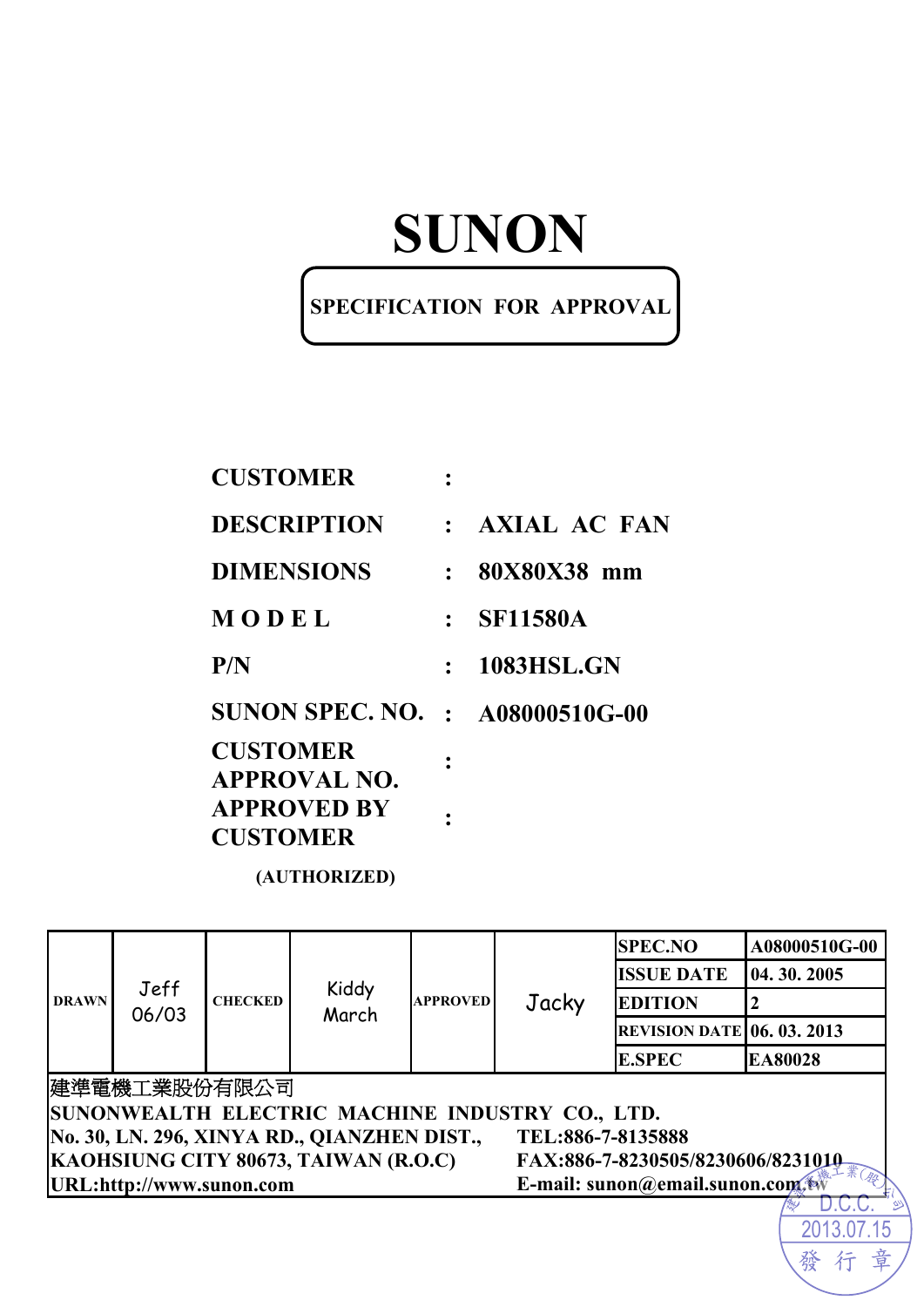# SUNON

**SPECIFICATION FOR APPROVAL**

| | | |
|---|---|---|
| **CUSTOMER** | : | |
| **DESCRIPTION** | : | **AXIAL AC FAN** |
| **DIMENSIONS** | : | **80X80X38 mm** |
| **MODEL** | : | **SF11580A** |
| **P/N** | : | **1083HSL.GN** |
| **SUNON SPEC. NO.** | : | **A08000510G-00** |
| **CUSTOMER APPROVAL NO.** | : | |
| **APPROVED BY CUSTOMER** | : | |

**(AUTHORIZED)**

| DRAWN | Jeff 06/03 | CHECKED | Kiddy March | APPROVED | Jacky | SPEC.NO | A08000510G-00 |
|---|---|---|---|---|---|---|---|
| | | | | | | ISSUE DATE | 04. 30. 2005 |
| | | | | | | EDITION | 2 |
| | | | | | | REVISION DATE | 06. 03. 2013 |
| | | | | | | E.SPEC | EA80028 |

建準電機工業股份有限公司

**SUNONWEALTH ELECTRIC MACHINE INDUSTRY CO., LTD.**

**No. 30, LN. 296, XINYA RD., QIANZHEN DIST., KAOHSIUNG CITY 80673, TAIWAN (R.O.C)**

**URL:http://www.sunon.com**

**TEL:886-7-8135888**

**FAX:886-7-8230505/8230606/8231010**

**E-mail: sunon@email.sunon.com.tw**

建準電機工業(股)公司 D.C.C. 2013.07.15 發行章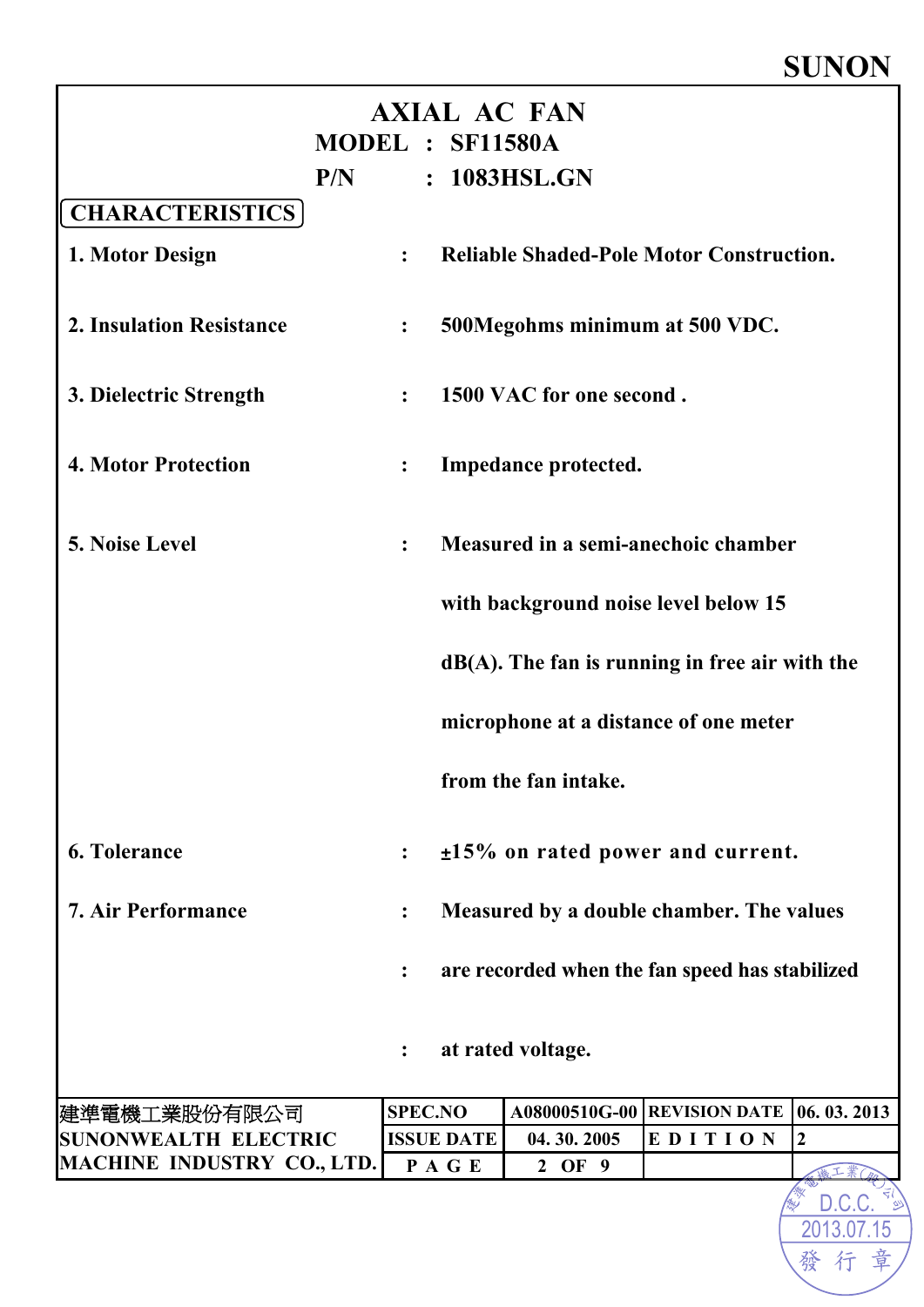SUNON

# AXIAL AC FAN

**MODEL : SF11580A**

**P/N : 1083HSL.GN**

## CHARACTERISTICS

1. **Motor Design** : Reliable Shaded-Pole Motor Construction.

2. **Insulation Resistance** : 500Megohms minimum at 500 VDC.

3. **Dielectric Strength** : 1500 VAC for one second .

4. **Motor Protection** : Impedance protected.

5. **Noise Level** : Measured in a semi-anechoic chamber with background noise level below 15 dB(A). The fan is running in free air with the microphone at a distance of one meter from the fan intake.

6. **Tolerance** : ±15% on rated power and current.

7. **Air Performance** : Measured by a double chamber. The values are recorded when the fan speed has stabilized at rated voltage.

| 建準電機工業股份有限公司 SUNONWEALTH ELECTRIC MACHINE INDUSTRY CO., LTD. | SPEC.NO | A08000510G-00 | REVISION DATE | 06. 03. 2013 |
|---|---|---|---|---|
| | ISSUE DATE | 04. 30. 2005 | EDITION | 2 |
| | PAGE | 2 OF 9 | | |

建準電機工業(股)公司 D.C.C. 2013.07.15 發行章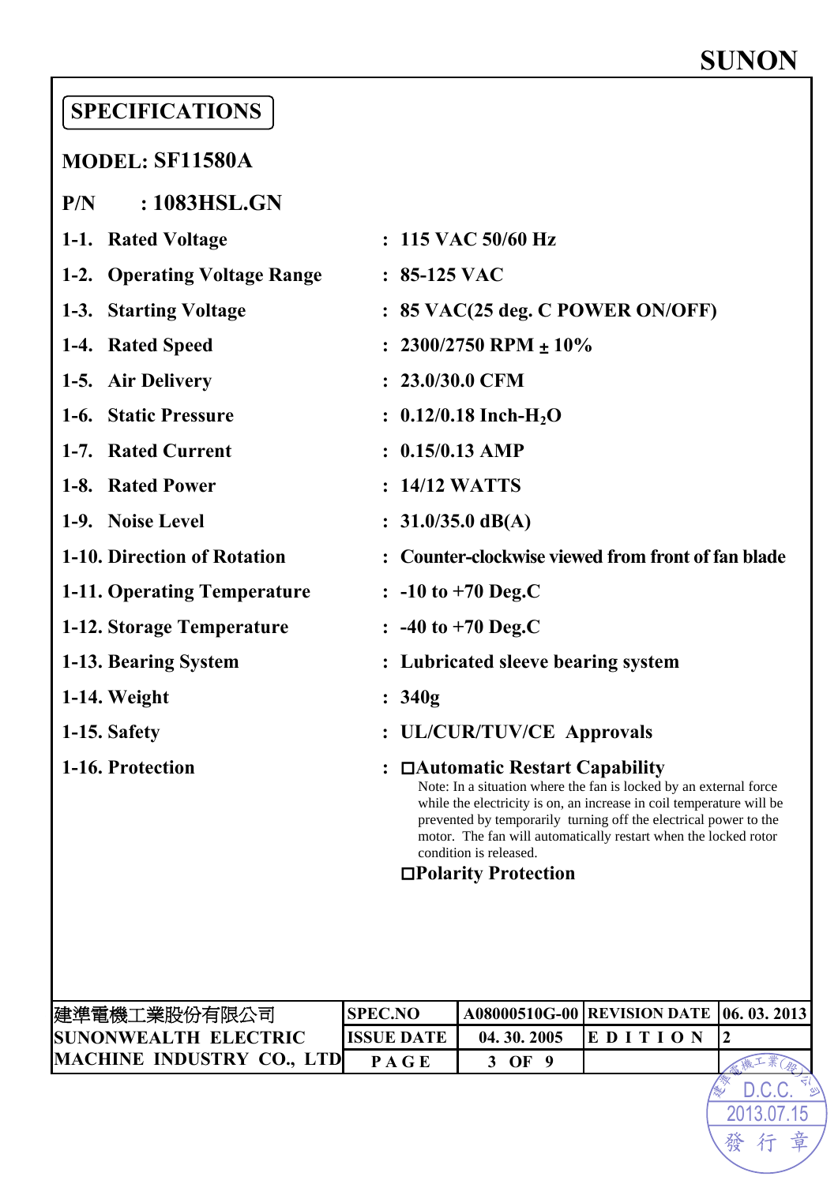SUNON

## SPECIFICATIONS

**MODEL: SF11580A**

**P/N : 1083HSL.GN**

| | | |
|---|---|---|
| 1-1. Rated Voltage | : | 115 VAC 50/60 Hz |
| 1-2. Operating Voltage Range | : | 85-125 VAC |
| 1-3. Starting Voltage | : | 85 VAC(25 deg. C POWER ON/OFF) |
| 1-4. Rated Speed | : | 2300/2750 RPM ± 10% |
| 1-5. Air Delivery | : | 23.0/30.0 CFM |
| 1-6. Static Pressure | : | 0.12/0.18 Inch-$H_2O$ |
| 1-7. Rated Current | : | 0.15/0.13 AMP |
| 1-8. Rated Power | : | 14/12 WATTS |
| 1-9. Noise Level | : | 31.0/35.0 dB(A) |
| 1-10. Direction of Rotation | : | Counter-clockwise viewed from front of fan blade |
| 1-11. Operating Temperature | : | -10 to +70 Deg.C |
| 1-12. Storage Temperature | : | -40 to +70 Deg.C |
| 1-13. Bearing System | : | Lubricated sleeve bearing system |
| 1-14. Weight | : | 340g |
| 1-15. Safety | : | UL/CUR/TUV/CE Approvals |
| 1-16. Protection | : | □Automatic Restart Capability<br>Note: In a situation where the fan is locked by an external force while the electricity is on, an increase in coil temperature will be prevented by temporarily turning off the electrical power to the motor. The fan will automatically restart when the locked rotor condition is released.<br>□Polarity Protection |

| 建準電機工業股份有限公司<br>SUNONWEALTH ELECTRIC MACHINE INDUSTRY CO., LTD | SPEC.NO | A08000510G-00 | REVISION DATE | 06. 03. 2013 |
|---|---|---|---|---|
| | ISSUE DATE | 04. 30. 2005 | EDITION | 2 |
| | PAGE | 3 OF 9 | | |

建準電機工業(股)公司 D.C.C. 2013.07.15 發行章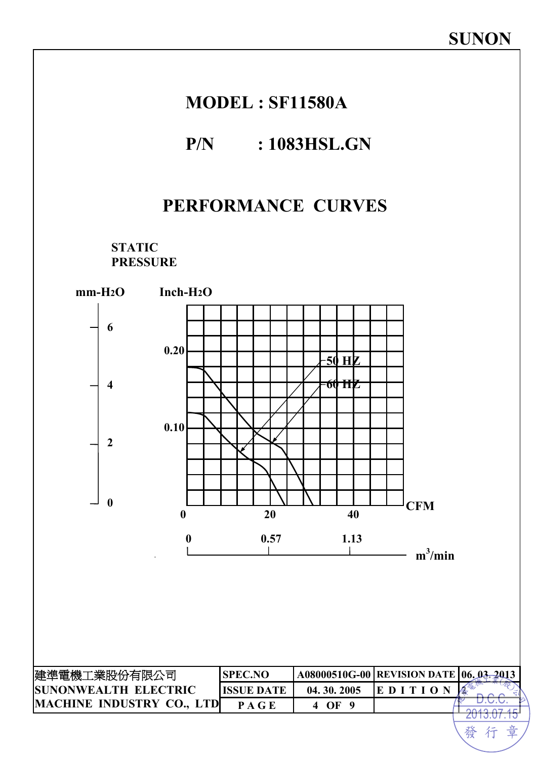SUNON

# MODEL : SF11580A

## P/N : 1083HSL.GN

## PERFORMANCE CURVES

STATIC PRESSURE

mm-$H_2O$ Inch-$H_2O$

6
0.20
4
0.10
2
0

50 HZ
60 HZ

0 20 40 CFM

0 0.57 1.13 $m^3$/min

| 建準電機工業股份有限公司 | SPEC.NO | A08000510G-00 | REVISION DATE | 06. 03. 2013 |
|---|---|---|---|---|
| SUNONWEALTH ELECTRIC | ISSUE DATE | 04. 30. 2005 | E D I T I O N | |
| MACHINE INDUSTRY CO., LTD | P A G E | 4 OF 9 | | |

D.C.C. 2013.07.15 發行章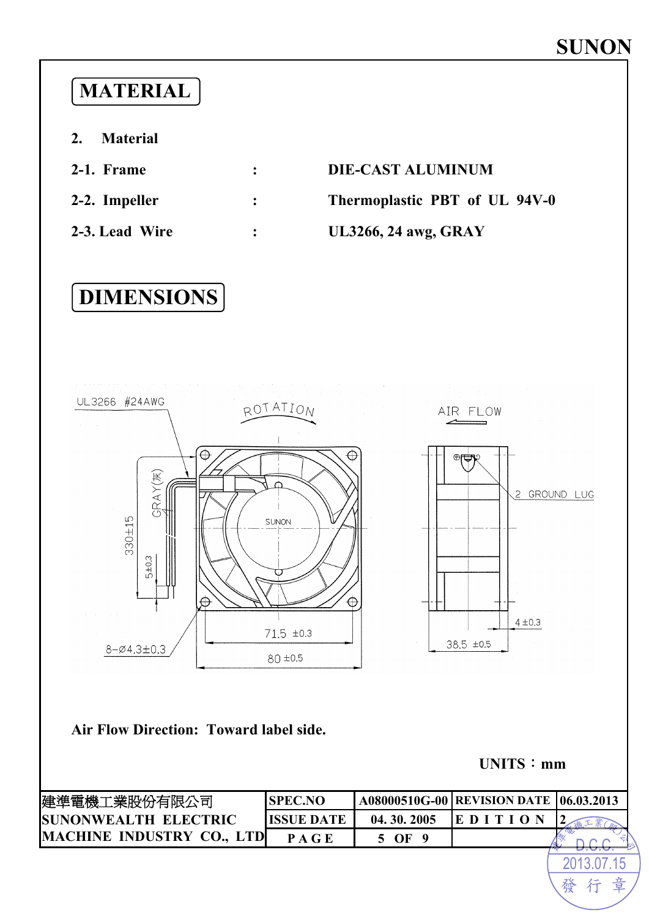# MATERIAL

2. **Material**

**2-1. Frame** : **DIE-CAST ALUMINUM**

**2-2. Impeller** : **Thermoplastic PBT of UL 94V-0**

**2-3. Lead Wire** : **UL3266, 24 awg, GRAY**

# DIMENSIONS

UL3266 #24AWG

ROTATION

AIR FLOW

GRAY(灰)

330±15

5±0.3

SUNON

2 GROUND LUG

8−Ø4.3±0.3

71.5 ±0.3

80 ±0.5

38.5 ±0.5

4 ±0.3

**Air Flow Direction: Toward label side.**

**UNITS：mm**

| 建準電機工業股份有限公司 | SPEC.NO | A08000510G-00 | REVISION DATE | 06.03.2013 |
|---|---|---|---|---|
| SUNONWEALTH ELECTRIC | ISSUE DATE | 04. 30. 2005 | EDITION | 2 |
| MACHINE INDUSTRY CO., LTD | PAGE | 5 OF 9 | | |

建準電機工業(股)公司 D.C.C. 2013.07.15 發行章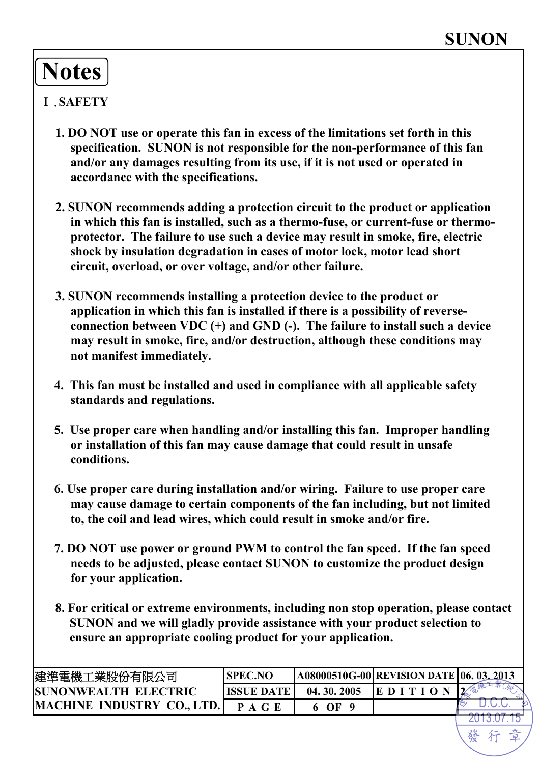# Notes

## Ⅰ.SAFETY

1. DO NOT use or operate this fan in excess of the limitations set forth in this specification. SUNON is not responsible for the non-performance of this fan and/or any damages resulting from its use, if it is not used or operated in accordance with the specifications.

2. SUNON recommends adding a protection circuit to the product or application in which this fan is installed, such as a thermo-fuse, or current-fuse or thermo-protector. The failure to use such a device may result in smoke, fire, electric shock by insulation degradation in cases of motor lock, motor lead short circuit, overload, or over voltage, and/or other failure.

3. SUNON recommends installing a protection device to the product or application in which this fan is installed if there is a possibility of reverse-connection between VDC (+) and GND (-). The failure to install such a device may result in smoke, fire, and/or destruction, although these conditions may not manifest immediately.

4. This fan must be installed and used in compliance with all applicable safety standards and regulations.

5. Use proper care when handling and/or installing this fan. Improper handling or installation of this fan may cause damage that could result in unsafe conditions.

6. Use proper care during installation and/or wiring. Failure to use proper care may cause damage to certain components of the fan including, but not limited to, the coil and lead wires, which could result in smoke and/or fire.

7. DO NOT use power or ground PWM to control the fan speed. If the fan speed needs to be adjusted, please contact SUNON to customize the product design for your application.

8. For critical or extreme environments, including non stop operation, please contact SUNON and we will gladly provide assistance with your product selection to ensure an appropriate cooling product for your application.

| 建準電機工業股份有限公司 SUNONWEALTH ELECTRIC MACHINE INDUSTRY CO., LTD. | SPEC.NO | A08000510G-00 | REVISION DATE | 06. 03. 2013 |
|---|---|---|---|---|
| | ISSUE DATE | 04. 30. 2005 | EDITION | 2 |
| | PAGE | 6 OF 9 | | |

建準電機工業(股)公司 D.C.C. 2013.07.15 發行章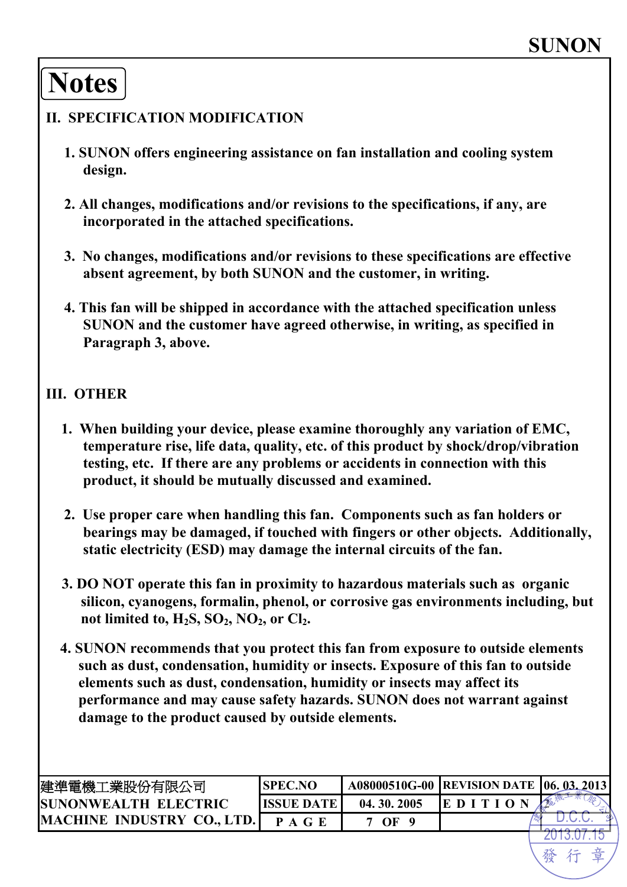# Notes

## II. SPECIFICATION MODIFICATION

1. SUNON offers engineering assistance on fan installation and cooling system design.

2. All changes, modifications and/or revisions to the specifications, if any, are incorporated in the attached specifications.

3. No changes, modifications and/or revisions to these specifications are effective absent agreement, by both SUNON and the customer, in writing.

4. This fan will be shipped in accordance with the attached specification unless SUNON and the customer have agreed otherwise, in writing, as specified in Paragraph 3, above.

## III. OTHER

1. When building your device, please examine thoroughly any variation of EMC, temperature rise, life data, quality, etc. of this product by shock/drop/vibration testing, etc. If there are any problems or accidents in connection with this product, it should be mutually discussed and examined.

2. Use proper care when handling this fan. Components such as fan holders or bearings may be damaged, if touched with fingers or other objects. Additionally, static electricity (ESD) may damage the internal circuits of the fan.

3. DO NOT operate this fan in proximity to hazardous materials such as organic silicon, cyanogens, formalin, phenol, or corrosive gas environments including, but not limited to, $H_2S$, $SO_2$, $NO_2$, or $Cl_2$.

4. SUNON recommends that you protect this fan from exposure to outside elements such as dust, condensation, humidity or insects. Exposure of this fan to outside elements such as dust, condensation, humidity or insects may affect its performance and may cause safety hazards. SUNON does not warrant against damage to the product caused by outside elements.

| 建準電機工業股份有限公司 SUNONWEALTH ELECTRIC MACHINE INDUSTRY CO., LTD. | SPEC.NO | A08000510G-00 | REVISION DATE | 06. 03. 2013 |
|---|---|---|---|---|
| | ISSUE DATE | 04. 30. 2005 | EDITION | |
| | PAGE | 7 OF 9 | | |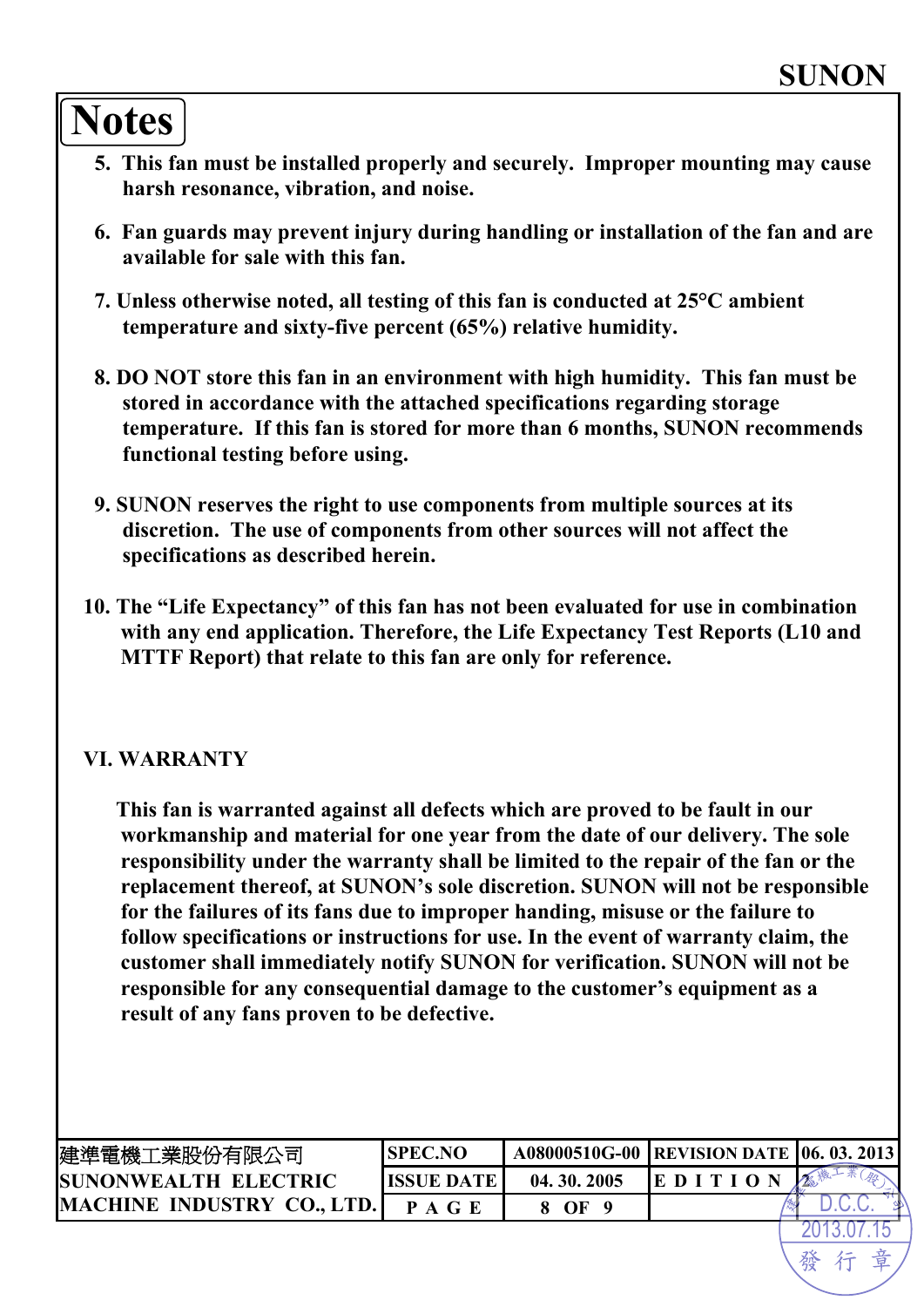# Notes

5. This fan must be installed properly and securely. Improper mounting may cause harsh resonance, vibration, and noise.

6. Fan guards may prevent injury during handling or installation of the fan and are available for sale with this fan.

7. Unless otherwise noted, all testing of this fan is conducted at 25°C ambient temperature and sixty-five percent (65%) relative humidity.

8. DO NOT store this fan in an environment with high humidity. This fan must be stored in accordance with the attached specifications regarding storage temperature. If this fan is stored for more than 6 months, SUNON recommends functional testing before using.

9. SUNON reserves the right to use components from multiple sources at its discretion. The use of components from other sources will not affect the specifications as described herein.

10. The "Life Expectancy" of this fan has not been evaluated for use in combination with any end application. Therefore, the Life Expectancy Test Reports (L10 and MTTF Report) that relate to this fan are only for reference.

## VI. WARRANTY

This fan is warranted against all defects which are proved to be fault in our workmanship and material for one year from the date of our delivery. The sole responsibility under the warranty shall be limited to the repair of the fan or the replacement thereof, at SUNON's sole discretion. SUNON will not be responsible for the failures of its fans due to improper handing, misuse or the failure to follow specifications or instructions for use. In the event of warranty claim, the customer shall immediately notify SUNON for verification. SUNON will not be responsible for any consequential damage to the customer's equipment as a result of any fans proven to be defective.

| 建準電機工業股份有限公司 SUNONWEALTH ELECTRIC MACHINE INDUSTRY CO., LTD. | SPEC.NO | A08000510G-00 | REVISION DATE | 06. 03. 2013 |
|---|---|---|---|---|
| | ISSUE DATE | 04. 30. 2005 | EDITION | |
| | PAGE | 8 OF 9 | | |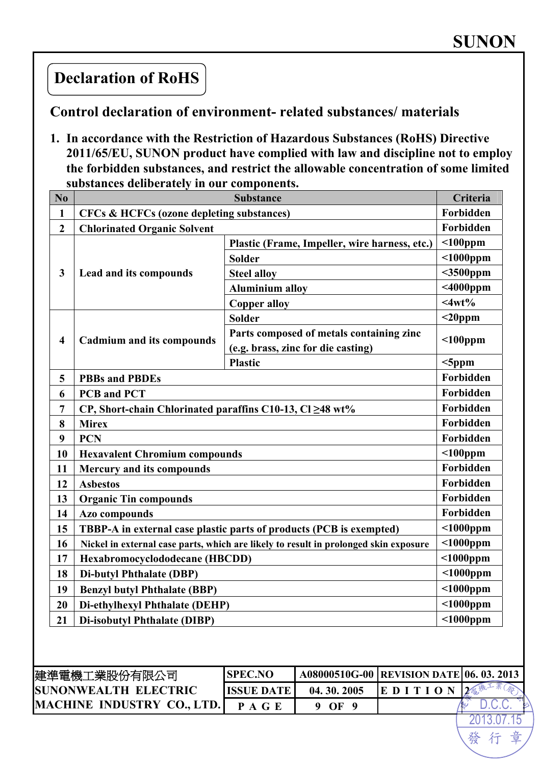# Declaration of RoHS

## Control declaration of environment- related substances/ materials

1. In accordance with the Restriction of Hazardous Substances (RoHS) Directive 2011/65/EU, SUNON product have complied with law and discipline not to employ the forbidden substances, and restrict the allowable concentration of some limited substances deliberately in our components.

| No | Substance | | Criteria |
|---|---|---|---|
| 1 | CFCs & HCFCs (ozone depleting substances) | | Forbidden |
| 2 | Chlorinated Organic Solvent | | Forbidden |
| 3 | Lead and its compounds | Plastic (Frame, Impeller, wire harness, etc.) | <100ppm |
| | | Solder | <1000ppm |
| | | Steel alloy | <3500ppm |
| | | Aluminium alloy | <4000ppm |
| | | Copper alloy | <4wt% |
| 4 | Cadmium and its compounds | Solder | <20ppm |
| | | Parts composed of metals containing zinc (e.g. brass, zinc for die casting) | <100ppm |
| | | Plastic | <5ppm |
| 5 | PBBs and PBDEs | | Forbidden |
| 6 | PCB and PCT | | Forbidden |
| 7 | CP, Short-chain Chlorinated paraffins C10-13, Cl ≥48 wt% | | Forbidden |
| 8 | Mirex | | Forbidden |
| 9 | PCN | | Forbidden |
| 10 | Hexavalent Chromium compounds | | <100ppm |
| 11 | Mercury and its compounds | | Forbidden |
| 12 | Asbestos | | Forbidden |
| 13 | Organic Tin compounds | | Forbidden |
| 14 | Azo compounds | | Forbidden |
| 15 | TBBP-A in external case plastic parts of products (PCB is exempted) | | <1000ppm |
| 16 | Nickel in external case parts, which are likely to result in prolonged skin exposure | | <1000ppm |
| 17 | Hexabromocyclododecane (HBCDD) | | <1000ppm |
| 18 | Di-butyl Phthalate (DBP) | | <1000ppm |
| 19 | Benzyl butyl Phthalate (BBP) | | <1000ppm |
| 20 | Di-ethylhexyl Phthalate (DEHP) | | <1000ppm |
| 21 | Di-isobutyl Phthalate (DIBP) | | <1000ppm |

| | | | | |
|---|---|---|---|---|
| 建準電機工業股份有限公司 | SPEC.NO | A08000510G-00 | REVISION DATE | 06. 03. 2013 |
| SUNONWEALTH ELECTRIC | ISSUE DATE | 04. 30. 2005 | EDITION | 2 |
| MACHINE INDUSTRY CO., LTD. | PAGE | 9 OF 9 | | |

建準電機工業(股)公司 D.C.C. 2013.07.15 發行章